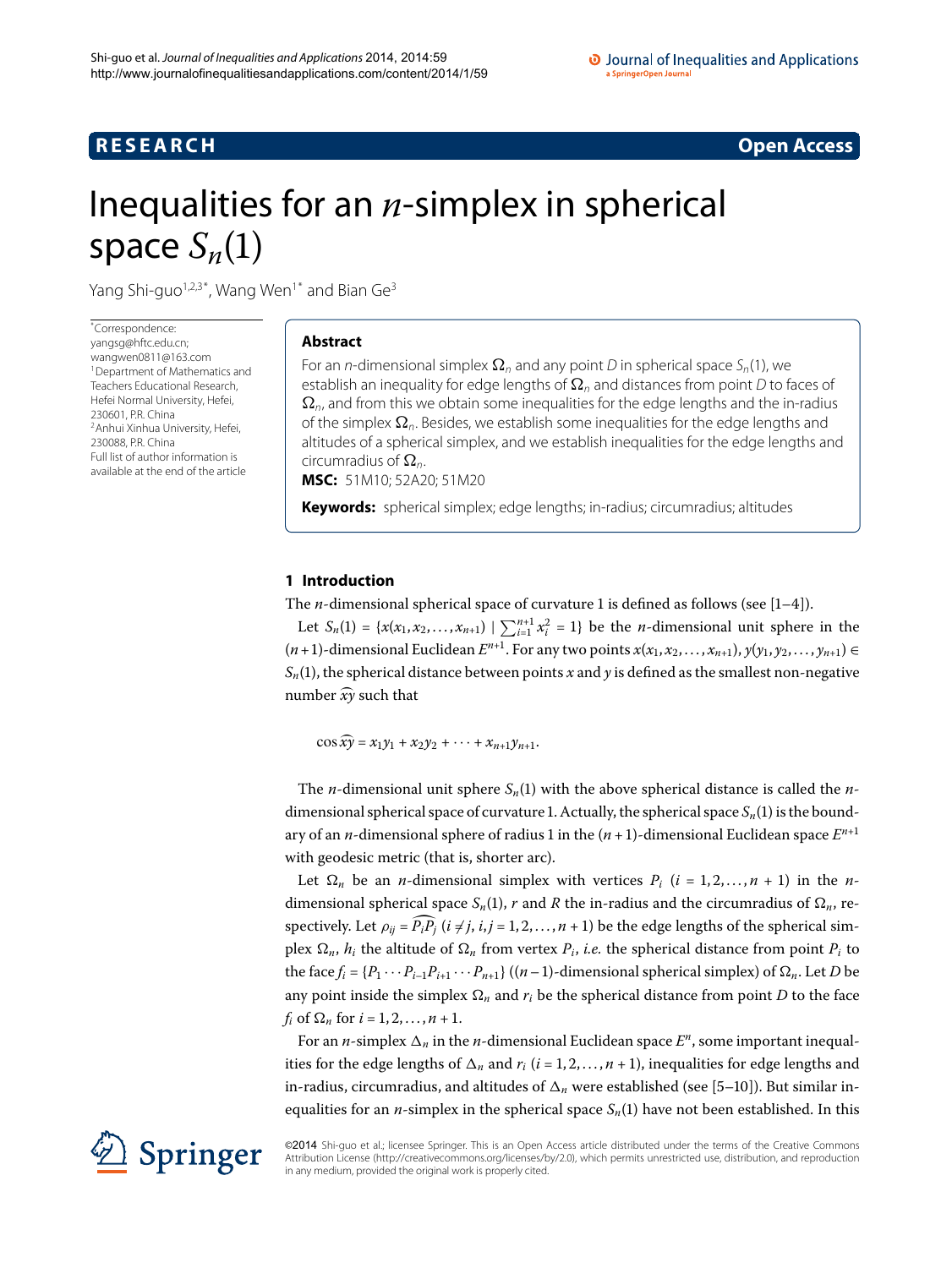RESEARCH **Open Access**

# Inequalities for an $n$-simplex in spherical space $S_n(1)$

Yang Shi-guo[1,2,3*], Wang Wen[1*] and Bian Ge[3]

*Correspondence: yangsg@hftc.edu.cn; wangwen0811@163.com
[1] Department of Mathematics and Teachers Educational Research, Hefei Normal University, Hefei, 230601, P.R. China
[2] Anhui Xinhua University, Hefei, 230088, P.R. China
Full list of author information is available at the end of the article

## Abstract

For an $n$-dimensional simplex $\Omega_n$ and any point $D$ in spherical space $S_n(1)$, we establish an inequality for edge lengths of $\Omega_n$ and distances from point $D$ to faces of $\Omega_n$, and from this we obtain some inequalities for the edge lengths and the in-radius of the simplex $\Omega_n$. Besides, we establish some inequalities for the edge lengths and altitudes of a spherical simplex, and we establish inequalities for the edge lengths and circumradius of $\Omega_n$.

**MSC:** 51M10; 52A20; 51M20

**Keywords:** spherical simplex; edge lengths; in-radius; circumradius; altitudes

## 1 Introduction

The $n$-dimensional spherical space of curvature 1 is defined as follows (see [1–4]).

Let $S_n(1) = \{x(x_1, x_2, \ldots, x_{n+1}) \mid \sum_{i=1}^{n+1} x_i^2 = 1\}$ be the $n$-dimensional unit sphere in the $(n+1)$-dimensional Euclidean $E^{n+1}$. For any two points $x(x_1, x_2, \ldots, x_{n+1}), y(y_1, y_2, \ldots, y_{n+1}) \in S_n(1)$, the spherical distance between points $x$ and $y$ is defined as the smallest non-negative number $\widehat{xy}$ such that

$$\cos \widehat{xy} = x_1 y_1 + x_2 y_2 + \cdots + x_{n+1} y_{n+1}.$$

The $n$-dimensional unit sphere $S_n(1)$ with the above spherical distance is called the $n$-dimensional spherical space of curvature 1. Actually, the spherical space $S_n(1)$ is the boundary of an $n$-dimensional sphere of radius 1 in the $(n+1)$-dimensional Euclidean space $E^{n+1}$ with geodesic metric (that is, shorter arc).

Let $\Omega_n$ be an $n$-dimensional simplex with vertices $P_i$ $(i = 1, 2, \ldots, n+1)$ in the $n$-dimensional spherical space $S_n(1)$, $r$ and $R$ the in-radius and the circumradius of $\Omega_n$, respectively. Let $\rho_{ij} = \widehat{P_i P_j}$ $(i \neq j,\ i, j = 1, 2, \ldots, n+1)$ be the edge lengths of the spherical simplex $\Omega_n$, $h_i$ the altitude of $\Omega_n$ from vertex $P_i$, *i.e.* the spherical distance from point $P_i$ to the face $f_i = \{P_1 \cdots P_{i-1} P_{i+1} \cdots P_{n+1}\}$ ($(n-1)$-dimensional spherical simplex) of $\Omega_n$. Let $D$ be any point inside the simplex $\Omega_n$ and $r_i$ be the spherical distance from point $D$ to the face $f_i$ of $\Omega_n$ for $i = 1, 2, \ldots, n+1$.

For an $n$-simplex $\Delta_n$ in the $n$-dimensional Euclidean space $E^n$, some important inequalities for the edge lengths of $\Delta_n$ and $r_i$ $(i = 1, 2, \ldots, n+1)$, inequalities for edge lengths and in-radius, circumradius, and altitudes of $\Delta_n$ were established (see [5–10]). But similar inequalities for an $n$-simplex in the spherical space $S_n(1)$ have not been established. In this

©2014 Shi-guo et al.; licensee Springer. This is an Open Access article distributed under the terms of the Creative Commons Attribution License (http://creativecommons.org/licenses/by/2.0), which permits unrestricted use, distribution, and reproduction in any medium, provided the original work is properly cited.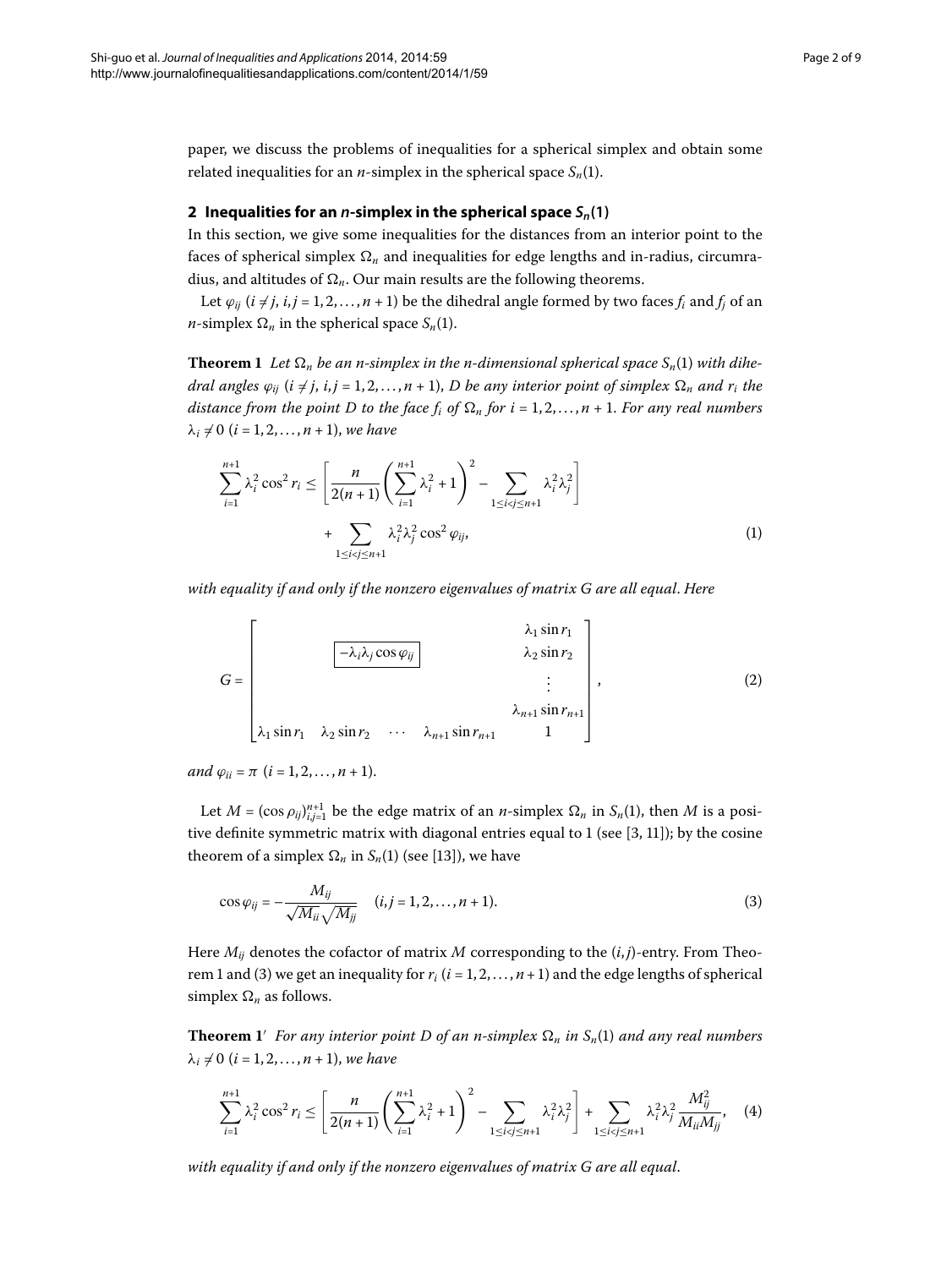paper, we discuss the problems of inequalities for a spherical simplex and obtain some related inequalities for an $n$-simplex in the spherical space $S_n(1)$.

## 2 Inequalities for an $n$-simplex in the spherical space $S_n(1)$

In this section, we give some inequalities for the distances from an interior point to the faces of spherical simplex $\Omega_n$ and inequalities for edge lengths and in-radius, circumradius, and altitudes of $\Omega_n$. Our main results are the following theorems.

Let $\varphi_{ij}$ ($i \neq j$, $i,j = 1,2,\dots,n+1$) be the dihedral angle formed by two faces $f_i$ and $f_j$ of an $n$-simplex $\Omega_n$ in the spherical space $S_n(1)$.

**Theorem 1** *Let $\Omega_n$ be an $n$-simplex in the $n$-dimensional spherical space $S_n(1)$ with dihedral angles $\varphi_{ij}$ ($i \neq j$, $i,j = 1,2,\dots,n+1$), $D$ be any interior point of simplex $\Omega_n$ and $r_i$ the distance from the point $D$ to the face $f_i$ of $\Omega_n$ for $i = 1,2,\dots,n+1$. For any real numbers $\lambda_i \neq 0$ ($i = 1,2,\dots,n+1$), we have*

$$\sum_{i=1}^{n+1} \lambda_i^2 \cos^2 r_i \leq \left[ \frac{n}{2(n+1)} \left( \sum_{i=1}^{n+1} \lambda_i^2 + 1 \right)^2 - \sum_{1 \leq i < j \leq n+1} \lambda_i^2 \lambda_j^2 \right] + \sum_{1 \leq i < j \leq n+1} \lambda_i^2 \lambda_j^2 \cos^2 \varphi_{ij}, \tag{1}$$

*with equality if and only if the nonzero eigenvalues of matrix $G$ are all equal. Here*

$$G = \begin{bmatrix} & & & & \lambda_1 \sin r_1 \\ & \boxed{-\lambda_i \lambda_j \cos \varphi_{ij}} & & & \lambda_2 \sin r_2 \\ & & & & \vdots \\ & & & & \lambda_{n+1} \sin r_{n+1} \\ \lambda_1 \sin r_1 & \lambda_2 \sin r_2 & \cdots & \lambda_{n+1} \sin r_{n+1} & 1 \end{bmatrix}, \tag{2}$$

*and $\varphi_{ii} = \pi$ ($i = 1,2,\dots,n+1$).*

Let $M = (\cos \rho_{ij})_{i,j=1}^{n+1}$ be the edge matrix of an $n$-simplex $\Omega_n$ in $S_n(1)$, then $M$ is a positive definite symmetric matrix with diagonal entries equal to 1 (see [3, 11]); by the cosine theorem of a simplex $\Omega_n$ in $S_n(1)$ (see [13]), we have

$$\cos \varphi_{ij} = -\frac{M_{ij}}{\sqrt{M_{ii}}\sqrt{M_{jj}}} \quad (i,j = 1,2,\dots,n+1). \tag{3}$$

Here $M_{ij}$ denotes the cofactor of matrix $M$ corresponding to the $(i,j)$-entry. From Theorem 1 and (3) we get an inequality for $r_i$ ($i = 1,2,\dots,n+1$) and the edge lengths of spherical simplex $\Omega_n$ as follows.

**Theorem 1′** *For any interior point $D$ of an $n$-simplex $\Omega_n$ in $S_n(1)$ and any real numbers $\lambda_i \neq 0$ ($i = 1,2,\dots,n+1$), we have*

$$\sum_{i=1}^{n+1} \lambda_i^2 \cos^2 r_i \leq \left[ \frac{n}{2(n+1)} \left( \sum_{i=1}^{n+1} \lambda_i^2 + 1 \right)^2 - \sum_{1 \leq i < j \leq n+1} \lambda_i^2 \lambda_j^2 \right] + \sum_{1 \leq i < j \leq n+1} \lambda_i^2 \lambda_j^2 \frac{M_{ij}^2}{M_{ii} M_{jj}}, \tag{4}$$

*with equality if and only if the nonzero eigenvalues of matrix $G$ are all equal.*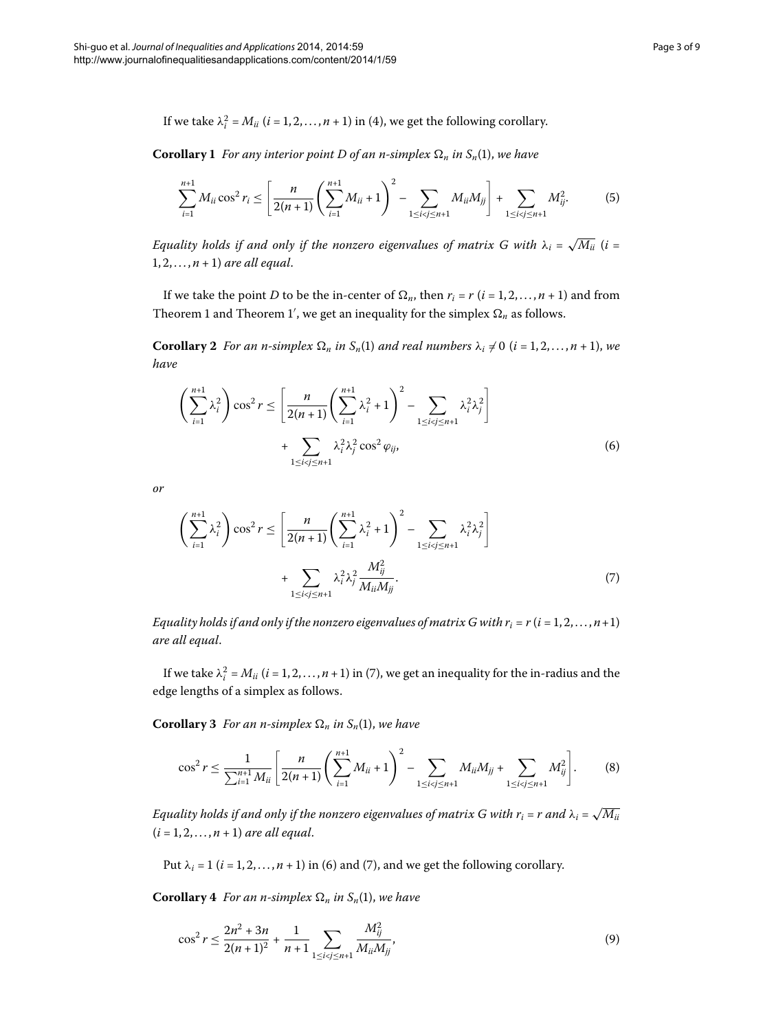If we take $\lambda_i^2 = M_{ii}$ $(i = 1, 2, \ldots, n+1)$ in (4), we get the following corollary.

**Corollary 1** *For any interior point $D$ of an $n$-simplex $\Omega_n$ in $S_n(1)$, we have*

$$\sum_{i=1}^{n+1} M_{ii} \cos^2 r_i \leq \left[ \frac{n}{2(n+1)} \left( \sum_{i=1}^{n+1} M_{ii} + 1 \right)^2 - \sum_{1 \leq i < j \leq n+1} M_{ii} M_{jj} \right] + \sum_{1 \leq i < j \leq n+1} M_{ij}^2. \tag{5}$$

*Equality holds if and only if the nonzero eigenvalues of matrix $G$ with $\lambda_i = \sqrt{M_{ii}}$ $(i = 1, 2, \ldots, n+1)$ are all equal.*

If we take the point $D$ to be the in-center of $\Omega_n$, then $r_i = r$ $(i = 1, 2, \ldots, n+1)$ and from Theorem 1 and Theorem 1′, we get an inequality for the simplex $\Omega_n$ as follows.

**Corollary 2** *For an $n$-simplex $\Omega_n$ in $S_n(1)$ and real numbers $\lambda_i \neq 0$ $(i = 1, 2, \ldots, n+1)$, we have*

$$\left( \sum_{i=1}^{n+1} \lambda_i^2 \right) \cos^2 r \leq \left[ \frac{n}{2(n+1)} \left( \sum_{i=1}^{n+1} \lambda_i^2 + 1 \right)^2 - \sum_{1 \leq i < j \leq n+1} \lambda_i^2 \lambda_j^2 \right] + \sum_{1 \leq i < j \leq n+1} \lambda_i^2 \lambda_j^2 \cos^2 \varphi_{ij}, \tag{6}$$

*or*

$$\left( \sum_{i=1}^{n+1} \lambda_i^2 \right) \cos^2 r \leq \left[ \frac{n}{2(n+1)} \left( \sum_{i=1}^{n+1} \lambda_i^2 + 1 \right)^2 - \sum_{1 \leq i < j \leq n+1} \lambda_i^2 \lambda_j^2 \right] + \sum_{1 \leq i < j \leq n+1} \lambda_i^2 \lambda_j^2 \frac{M_{ij}^2}{M_{ii} M_{jj}}. \tag{7}$$

*Equality holds if and only if the nonzero eigenvalues of matrix $G$ with $r_i = r$ $(i = 1, 2, \ldots, n+1)$ are all equal.*

If we take $\lambda_i^2 = M_{ii}$ $(i = 1, 2, \ldots, n+1)$ in (7), we get an inequality for the in-radius and the edge lengths of a simplex as follows.

**Corollary 3** *For an $n$-simplex $\Omega_n$ in $S_n(1)$, we have*

$$\cos^2 r \leq \frac{1}{\sum_{i=1}^{n+1} M_{ii}} \left[ \frac{n}{2(n+1)} \left( \sum_{i=1}^{n+1} M_{ii} + 1 \right)^2 - \sum_{1 \leq i < j \leq n+1} M_{ii} M_{jj} + \sum_{1 \leq i < j \leq n+1} M_{ij}^2 \right]. \tag{8}$$

*Equality holds if and only if the nonzero eigenvalues of matrix $G$ with $r_i = r$ and $\lambda_i = \sqrt{M_{ii}}$ $(i = 1, 2, \ldots, n+1)$ are all equal.*

Put $\lambda_i = 1$ $(i = 1, 2, \ldots, n+1)$ in (6) and (7), and we get the following corollary.

**Corollary 4** *For an $n$-simplex $\Omega_n$ in $S_n(1)$, we have*

$$\cos^2 r \leq \frac{2n^2 + 3n}{2(n+1)^2} + \frac{1}{n+1} \sum_{1 \leq i < j \leq n+1} \frac{M_{ij}^2}{M_{ii} M_{jj}}, \tag{9}$$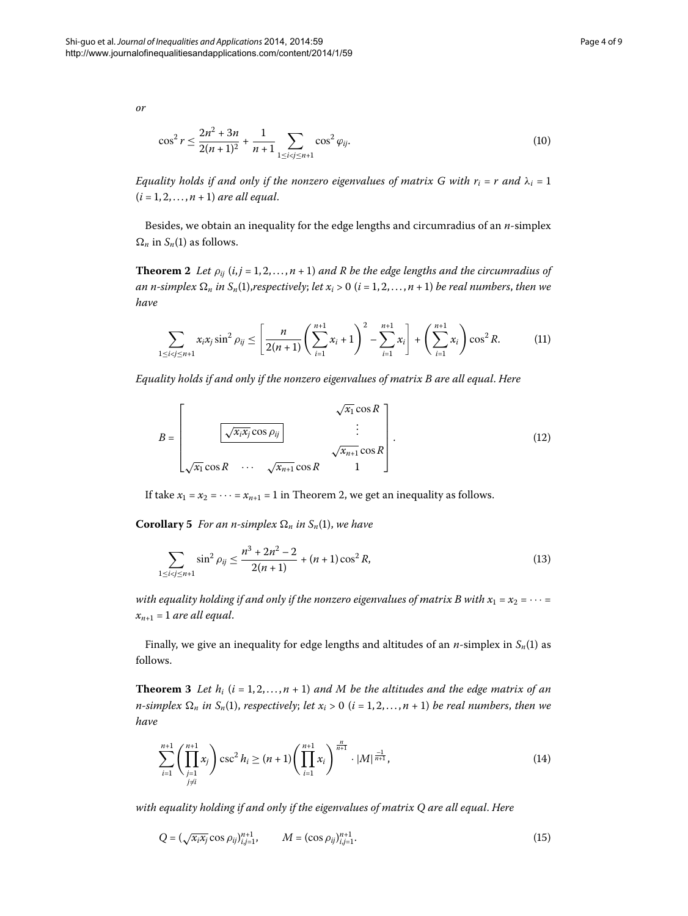*or*

$$\cos^2 r \leq \frac{2n^2 + 3n}{2(n+1)^2} + \frac{1}{n+1} \sum_{1 \leq i < j \leq n+1} \cos^2 \varphi_{ij}. \tag{10}$$

*Equality holds if and only if the nonzero eigenvalues of matrix $G$ with $r_i = r$ and $\lambda_i = 1$ $(i = 1, 2, \ldots, n+1)$ are all equal.*

Besides, we obtain an inequality for the edge lengths and circumradius of an $n$-simplex $\Omega_n$ in $S_n(1)$ as follows.

**Theorem 2** *Let $\rho_{ij}$ $(i, j = 1, 2, \ldots, n+1)$ and $R$ be the edge lengths and the circumradius of an $n$-simplex $\Omega_n$ in $S_n(1)$, respectively; let $x_i > 0$ $(i = 1, 2, \ldots, n+1)$ be real numbers, then we have*

$$\sum_{1 \leq i < j \leq n+1} x_i x_j \sin^2 \rho_{ij} \leq \left[ \frac{n}{2(n+1)} \left( \sum_{i=1}^{n+1} x_i + 1 \right)^2 - \sum_{i=1}^{n+1} x_i \right] + \left( \sum_{i=1}^{n+1} x_i \right) \cos^2 R. \tag{11}$$

*Equality holds if and only if the nonzero eigenvalues of matrix $B$ are all equal. Here*

$$B = \begin{bmatrix} & & & \sqrt{x_1} \cos R \\ & \boxed{\sqrt{x_i x_j} \cos \rho_{ij}} & & \vdots \\ & & & \sqrt{x_{n+1}} \cos R \\ \sqrt{x_1} \cos R & \cdots & \sqrt{x_{n+1}} \cos R & 1 \end{bmatrix}. \tag{12}$$

If take $x_1 = x_2 = \cdots = x_{n+1} = 1$ in Theorem 2, we get an inequality as follows.

**Corollary 5** *For an $n$-simplex $\Omega_n$ in $S_n(1)$, we have*

$$\sum_{1 \leq i < j \leq n+1} \sin^2 \rho_{ij} \leq \frac{n^3 + 2n^2 - 2}{2(n+1)} + (n+1) \cos^2 R, \tag{13}$$

*with equality holding if and only if the nonzero eigenvalues of matrix $B$ with $x_1 = x_2 = \cdots = x_{n+1} = 1$ are all equal.*

Finally, we give an inequality for edge lengths and altitudes of an $n$-simplex in $S_n(1)$ as follows.

**Theorem 3** *Let $h_i$ $(i = 1, 2, \ldots, n+1)$ and $M$ be the altitudes and the edge matrix of an $n$-simplex $\Omega_n$ in $S_n(1)$, respectively; let $x_i > 0$ $(i = 1, 2, \ldots, n+1)$ be real numbers, then we have*

$$\sum_{i=1}^{n+1} \left( \prod_{\substack{j=1 \\ j \neq i}}^{n+1} x_j \right) \csc^2 h_i \geq (n+1) \left( \prod_{i=1}^{n+1} x_i \right)^{\frac{n}{n+1}} \cdot |M|^{\frac{-1}{n+1}}, \tag{14}$$

*with equality holding if and only if the eigenvalues of matrix $Q$ are all equal. Here*

$$Q = \left( \sqrt{x_i x_j} \cos \rho_{ij} \right)_{i,j=1}^{n+1}, \qquad M = (\cos \rho_{ij})_{i,j=1}^{n+1}. \tag{15}$$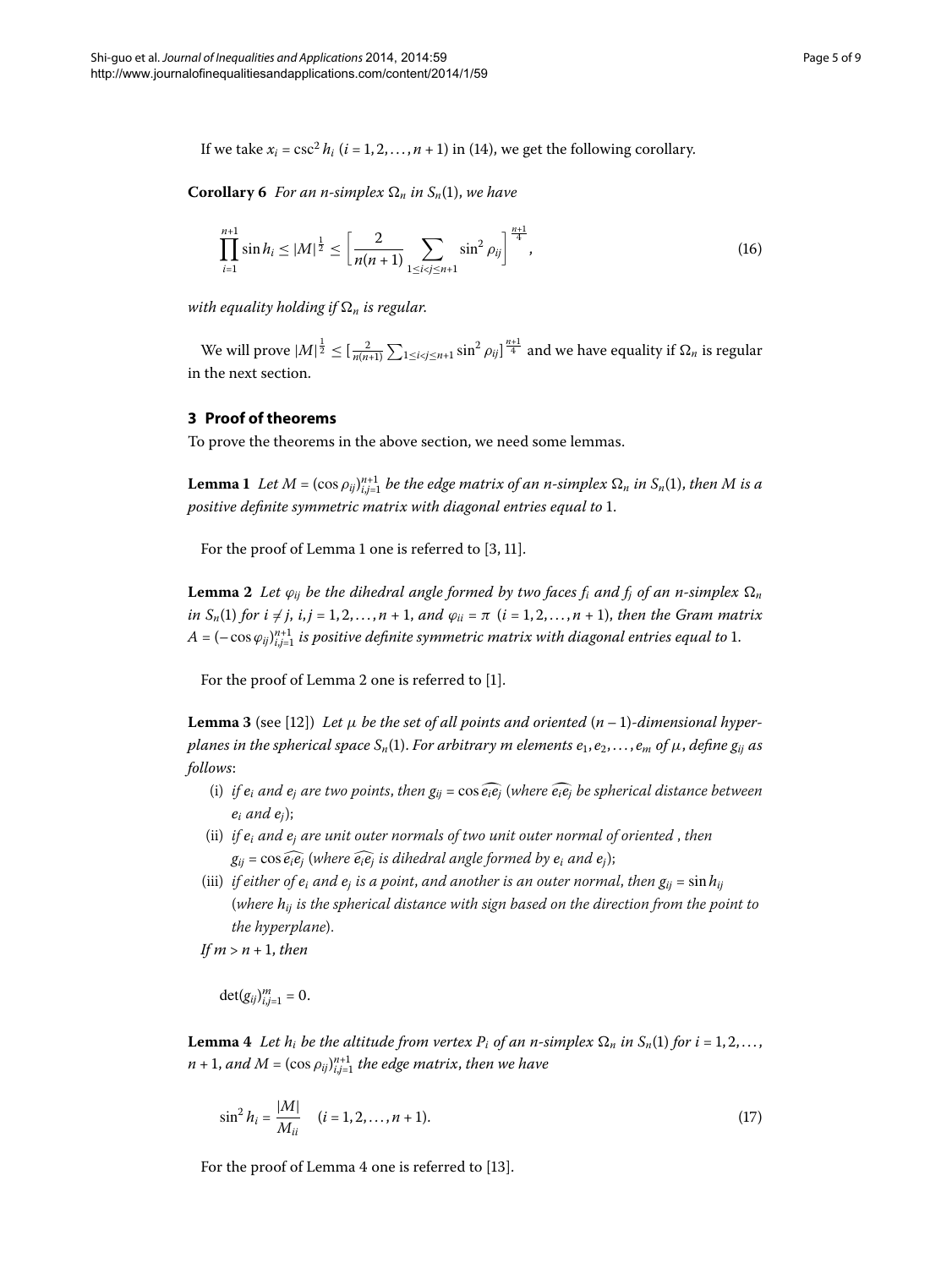If we take $x_i = \csc^2 h_i$ $(i = 1, 2, \ldots, n+1)$ in (14), we get the following corollary.

**Corollary 6** *For an n-simplex $\Omega_n$ in $S_n(1)$, we have*

$$\prod_{i=1}^{n+1} \sin h_i \leq |M|^{\frac{1}{2}} \leq \left[\frac{2}{n(n+1)} \sum_{1\leq i<j\leq n+1} \sin^2 \rho_{ij}\right]^{\frac{n+1}{4}}, \tag{16}$$

*with equality holding if $\Omega_n$ is regular.*

We will prove $|M|^{\frac{1}{2}} \leq [\frac{2}{n(n+1)} \sum_{1\leq i<j\leq n+1} \sin^2 \rho_{ij}]^{\frac{n+1}{4}}$ and we have equality if $\Omega_n$ is regular in the next section.

## 3 Proof of theorems

To prove the theorems in the above section, we need some lemmas.

**Lemma 1** *Let $M = (\cos \rho_{ij})_{i,j=1}^{n+1}$ be the edge matrix of an n-simplex $\Omega_n$ in $S_n(1)$, then M is a positive definite symmetric matrix with diagonal entries equal to* 1.

For the proof of Lemma 1 one is referred to [3, 11].

**Lemma 2** *Let $\varphi_{ij}$ be the dihedral angle formed by two faces $f_i$ and $f_j$ of an n-simplex $\Omega_n$ in $S_n(1)$ for $i \neq j$, $i, j = 1, 2, \ldots, n+1$, and $\varphi_{ii} = \pi$ $(i = 1, 2, \ldots, n+1)$, then the Gram matrix $A = (-\cos \varphi_{ij})_{i,j=1}^{n+1}$ is positive definite symmetric matrix with diagonal entries equal to* 1.

For the proof of Lemma 2 one is referred to [1].

**Lemma 3** (see [12]) *Let $\mu$ be the set of all points and oriented $(n-1)$-dimensional hyperplanes in the spherical space $S_n(1)$. For arbitrary m elements $e_1, e_2, \ldots, e_m$ of $\mu$, define $g_{ij}$ as follows*:

- (i) *if $e_i$ and $e_j$ are two points, then $g_{ij} = \cos \widehat{e_i e_j}$ (where $\widehat{e_i e_j}$ be spherical distance between $e_i$ and $e_j$);*
- (ii) *if $e_i$ and $e_j$ are unit outer normals of two unit outer normal of oriented , then $g_{ij} = \cos \widehat{e_i e_j}$ (where $\widehat{e_i e_j}$ is dihedral angle formed by $e_i$ and $e_j$);*
- (iii) *if either of $e_i$ and $e_j$ is a point, and another is an outer normal, then $g_{ij} = \sin h_{ij}$ (where $h_{ij}$ is the spherical distance with sign based on the direction from the point to the hyperplane).*

*If $m > n+1$, then*

$$\det(g_{ij})_{i,j=1}^{m} = 0.$$

**Lemma 4** *Let $h_i$ be the altitude from vertex $P_i$ of an n-simplex $\Omega_n$ in $S_n(1)$ for $i = 1, 2, \ldots, n+1$, and $M = (\cos \rho_{ij})_{i,j=1}^{n+1}$ the edge matrix, then we have*

$$\sin^2 h_i = \frac{|M|}{M_{ii}} \quad (i = 1, 2, \ldots, n+1). \tag{17}$$

For the proof of Lemma 4 one is referred to [13].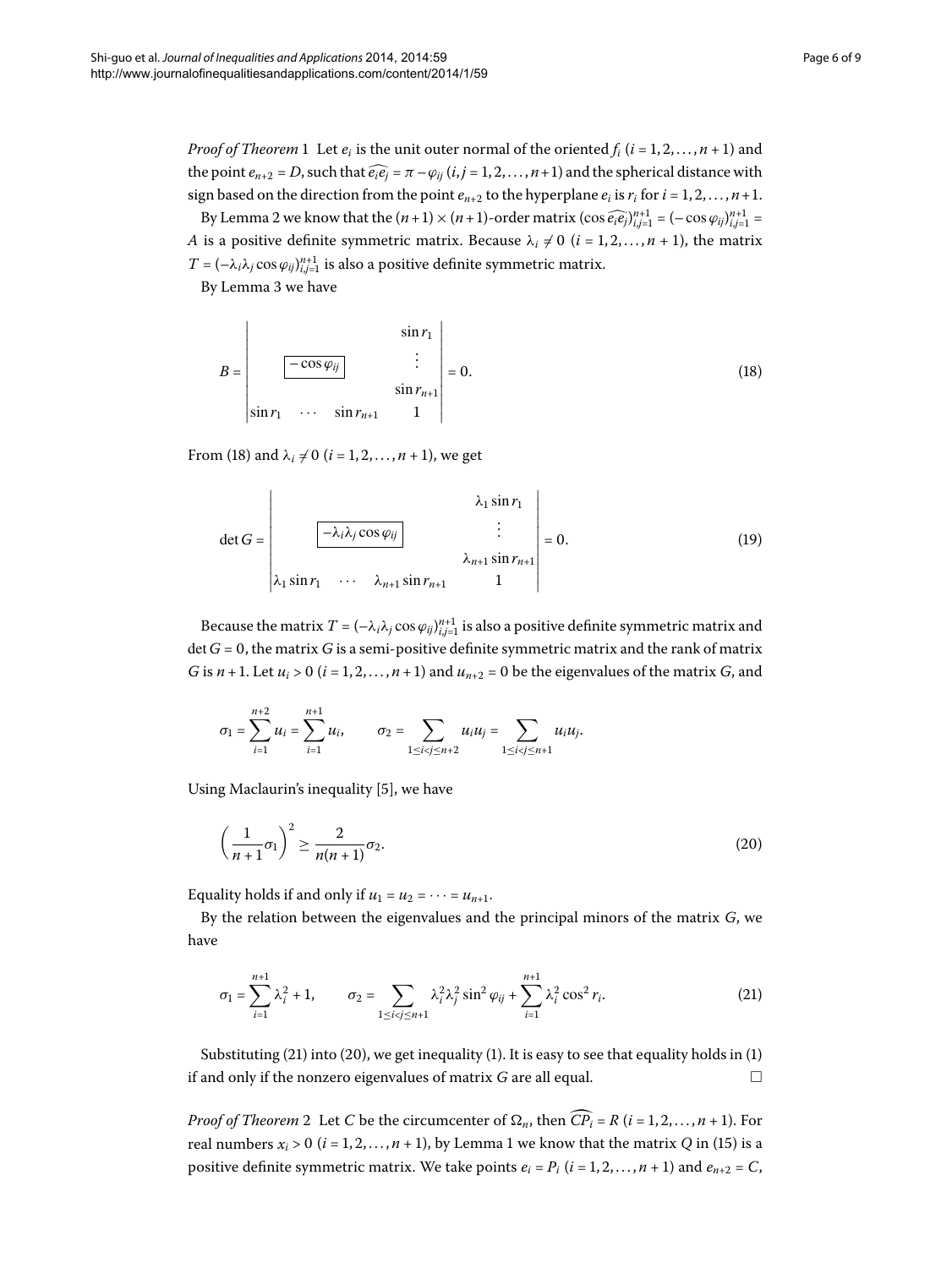*Proof of Theorem* 1 Let $e_i$ is the unit outer normal of the oriented $f_i$ ($i = 1, 2, \ldots, n+1$) and the point $e_{n+2} = D$, such that $\widehat{e_i e_j} = \pi - \varphi_{ij}$ ($i, j = 1, 2, \ldots, n+1$) and the spherical distance with sign based on the direction from the point $e_{n+2}$ to the hyperplane $e_i$ is $r_i$ for $i = 1, 2, \ldots, n+1$.

By Lemma 2 we know that the $(n+1) \times (n+1)$-order matrix $(\cos \widehat{e_i e_j})_{i,j=1}^{n+1} = (-\cos \varphi_{ij})_{i,j=1}^{n+1} = A$ is a positive definite symmetric matrix. Because $\lambda_i \neq 0$ ($i = 1, 2, \ldots, n+1$), the matrix $T = (-\lambda_i \lambda_j \cos \varphi_{ij})_{i,j=1}^{n+1}$ is also a positive definite symmetric matrix.

By Lemma 3 we have

$$B = \begin{vmatrix} & & & \sin r_1 \\ & \boxed{-\cos \varphi_{ij}} & & \vdots \\ & & & \sin r_{n+1} \\ \sin r_1 & \cdots & \sin r_{n+1} & 1 \end{vmatrix} = 0. \tag{18}$$

From (18) and $\lambda_i \neq 0$ ($i = 1, 2, \ldots, n+1$), we get

$$\det G = \begin{vmatrix} & & & \lambda_1 \sin r_1 \\ & \boxed{-\lambda_i \lambda_j \cos \varphi_{ij}} & & \vdots \\ & & & \lambda_{n+1} \sin r_{n+1} \\ \lambda_1 \sin r_1 & \cdots & \lambda_{n+1} \sin r_{n+1} & 1 \end{vmatrix} = 0. \tag{19}$$

Because the matrix $T = (-\lambda_i \lambda_j \cos \varphi_{ij})_{i,j=1}^{n+1}$ is also a positive definite symmetric matrix and $\det G = 0$, the matrix $G$ is a semi-positive definite symmetric matrix and the rank of matrix $G$ is $n+1$. Let $u_i > 0$ ($i = 1, 2, \ldots, n+1$) and $u_{n+2} = 0$ be the eigenvalues of the matrix $G$, and

$$\sigma_1 = \sum_{i=1}^{n+2} u_i = \sum_{i=1}^{n+1} u_i, \qquad \sigma_2 = \sum_{1 \leq i < j \leq n+2} u_i u_j = \sum_{1 \leq i < j \leq n+1} u_i u_j.$$

Using Maclaurin's inequality [5], we have

$$\left( \frac{1}{n+1} \sigma_1 \right)^2 \geq \frac{2}{n(n+1)} \sigma_2. \tag{20}$$

Equality holds if and only if $u_1 = u_2 = \cdots = u_{n+1}$.

By the relation between the eigenvalues and the principal minors of the matrix $G$, we have

$$\sigma_1 = \sum_{i=1}^{n+1} \lambda_i^2 + 1, \qquad \sigma_2 = \sum_{1 \leq i < j \leq n+1} \lambda_i^2 \lambda_j^2 \sin^2 \varphi_{ij} + \sum_{i=1}^{n+1} \lambda_i^2 \cos^2 r_i. \tag{21}$$

Substituting (21) into (20), we get inequality (1). It is easy to see that equality holds in (1) if and only if the nonzero eigenvalues of matrix $G$ are all equal. $\square$

*Proof of Theorem* 2 Let $C$ be the circumcenter of $\Omega_n$, then $\widehat{CP_i} = R$ ($i = 1, 2, \ldots, n+1$). For real numbers $x_i > 0$ ($i = 1, 2, \ldots, n+1$), by Lemma 1 we know that the matrix $Q$ in (15) is a positive definite symmetric matrix. We take points $e_i = P_i$ ($i = 1, 2, \ldots, n+1$) and $e_{n+2} = C$,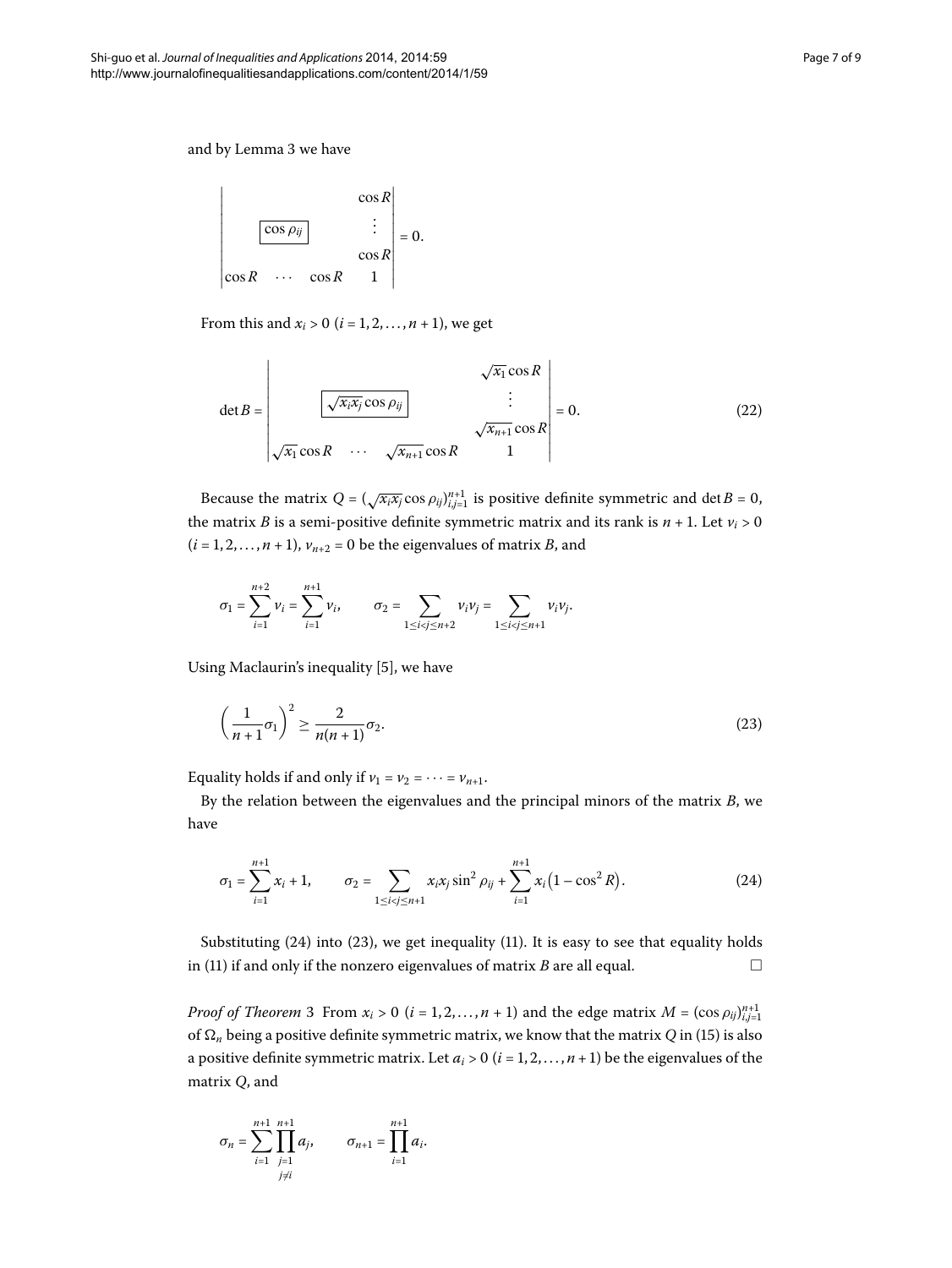and by Lemma 3 we have

$$\begin{vmatrix} & & & \cos R \\ & \boxed{\cos \rho_{ij}} & & \vdots \\ & & & \cos R \\ \cos R & \cdots & \cos R & 1 \end{vmatrix} = 0.$$

From this and $x_i > 0$ ($i = 1, 2, \ldots, n+1$), we get

$$\det B = \begin{vmatrix} & & & \sqrt{x_1} \cos R \\ & \boxed{\sqrt{x_i x_j} \cos \rho_{ij}} & & \vdots \\ & & & \sqrt{x_{n+1}} \cos R \\ \sqrt{x_1} \cos R & \cdots & \sqrt{x_{n+1}} \cos R & 1 \end{vmatrix} = 0. \tag{22}$$

Because the matrix $Q = (\sqrt{x_i x_j} \cos \rho_{ij})_{i,j=1}^{n+1}$ is positive definite symmetric and $\det B = 0$, the matrix $B$ is a semi-positive definite symmetric matrix and its rank is $n+1$. Let $\nu_i > 0$ ($i = 1, 2, \ldots, n+1$), $\nu_{n+2} = 0$ be the eigenvalues of matrix $B$, and

$$\sigma_1 = \sum_{i=1}^{n+2} \nu_i = \sum_{i=1}^{n+1} \nu_i, \qquad \sigma_2 = \sum_{1 \le i < j \le n+2} \nu_i \nu_j = \sum_{1 \le i < j \le n+1} \nu_i \nu_j.$$

Using Maclaurin's inequality [5], we have

$$\left( \frac{1}{n+1} \sigma_1 \right)^2 \ge \frac{2}{n(n+1)} \sigma_2. \tag{23}$$

Equality holds if and only if $\nu_1 = \nu_2 = \cdots = \nu_{n+1}$.

By the relation between the eigenvalues and the principal minors of the matrix $B$, we have

$$\sigma_1 = \sum_{i=1}^{n+1} x_i + 1, \qquad \sigma_2 = \sum_{1 \le i < j \le n+1} x_i x_j \sin^2 \rho_{ij} + \sum_{i=1}^{n+1} x_i \left(1 - \cos^2 R\right). \tag{24}$$

Substituting (24) into (23), we get inequality (11). It is easy to see that equality holds in (11) if and only if the nonzero eigenvalues of matrix $B$ are all equal. □

*Proof of Theorem* 3 From $x_i > 0$ ($i = 1, 2, \ldots, n+1$) and the edge matrix $M = (\cos \rho_{ij})_{i,j=1}^{n+1}$ of $\Omega_n$ being a positive definite symmetric matrix, we know that the matrix $Q$ in (15) is also a positive definite symmetric matrix. Let $a_i > 0$ ($i = 1, 2, \ldots, n+1$) be the eigenvalues of the matrix $Q$, and

$$\sigma_n = \sum_{i=1}^{n+1} \prod_{\substack{j=1 \\ j \ne i}}^{n+1} a_j, \qquad \sigma_{n+1} = \prod_{i=1}^{n+1} a_i.$$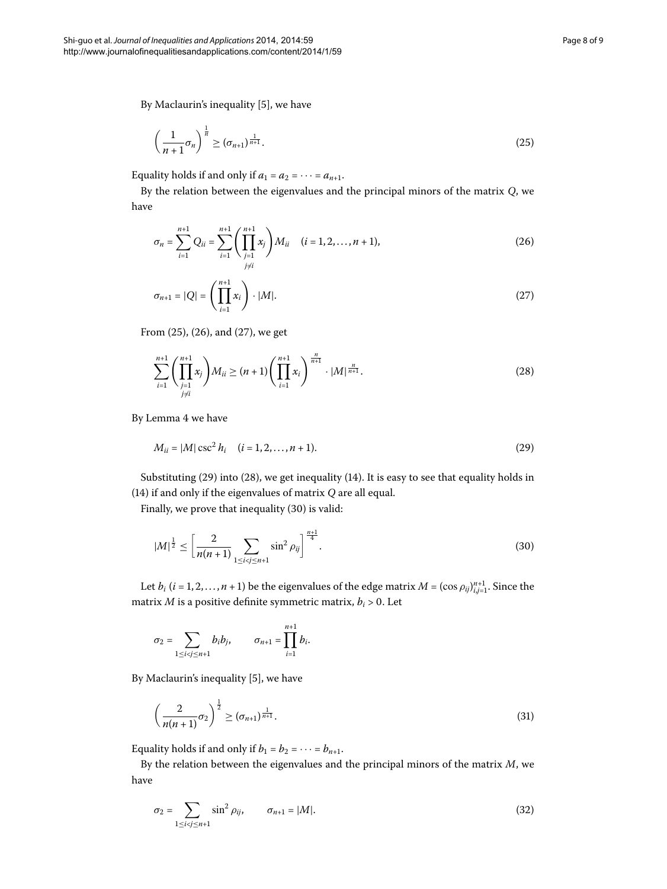By Maclaurin's inequality [5], we have

$$\left(\frac{1}{n+1}\sigma_n\right)^{\frac{1}{n}} \geq (\sigma_{n+1})^{\frac{1}{n+1}}. \tag{25}$$

Equality holds if and only if $a_1 = a_2 = \cdots = a_{n+1}$.

By the relation between the eigenvalues and the principal minors of the matrix $Q$, we have

$$\sigma_n = \sum_{i=1}^{n+1} Q_{ii} = \sum_{i=1}^{n+1}\left(\prod_{\substack{j=1\\ j\neq i}}^{n+1} x_j\right) M_{ii} \quad (i = 1, 2, \ldots, n+1), \tag{26}$$

$$\sigma_{n+1} = |Q| = \left(\prod_{i=1}^{n+1} x_i\right) \cdot |M|. \tag{27}$$

From (25), (26), and (27), we get

$$\sum_{i=1}^{n+1}\left(\prod_{\substack{j=1\\ j\neq i}}^{n+1} x_j\right) M_{ii} \geq (n+1)\left(\prod_{i=1}^{n+1} x_i\right)^{\frac{n}{n+1}} \cdot |M|^{\frac{n}{n+1}}. \tag{28}$$

By Lemma 4 we have

$$M_{ii} = |M| \csc^2 h_i \quad (i = 1, 2, \ldots, n+1). \tag{29}$$

Substituting (29) into (28), we get inequality (14). It is easy to see that equality holds in (14) if and only if the eigenvalues of matrix $Q$ are all equal.

Finally, we prove that inequality (30) is valid:

$$|M|^{\frac{1}{2}} \leq \left[\frac{2}{n(n+1)} \sum_{1\leq i<j\leq n+1} \sin^2 \rho_{ij}\right]^{\frac{n+1}{4}}. \tag{30}$$

Let $b_i$ $(i = 1, 2, \ldots, n+1)$ be the eigenvalues of the edge matrix $M = (\cos \rho_{ij})_{i,j=1}^{n+1}$. Since the matrix $M$ is a positive definite symmetric matrix, $b_i > 0$. Let

$$\sigma_2 = \sum_{1\leq i<j\leq n+1} b_i b_j, \qquad \sigma_{n+1} = \prod_{i=1}^{n+1} b_i.$$

By Maclaurin's inequality [5], we have

$$\left(\frac{2}{n(n+1)}\sigma_2\right)^{\frac{1}{2}} \geq (\sigma_{n+1})^{\frac{1}{n+1}}. \tag{31}$$

Equality holds if and only if $b_1 = b_2 = \cdots = b_{n+1}$.

By the relation between the eigenvalues and the principal minors of the matrix $M$, we have

$$\sigma_2 = \sum_{1\leq i<j\leq n+1} \sin^2 \rho_{ij}, \qquad \sigma_{n+1} = |M|. \tag{32}$$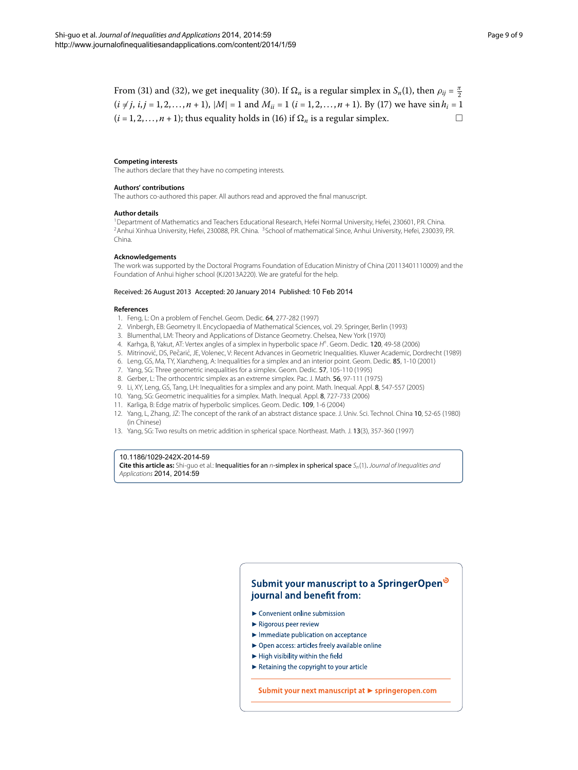From (31) and (32), we get inequality (30). If $\Omega_n$ is a regular simplex in $S_n(1)$, then $\rho_{ij} = \frac{\pi}{2}$ ($i \neq j$, $i,j = 1,2,\ldots,n+1$), $|M| = 1$ and $M_{ii} = 1$ ($i = 1,2,\ldots,n+1$). By (17) we have $\sin h_i = 1$ ($i = 1,2,\ldots,n+1$); thus equality holds in (16) if $\Omega_n$ is a regular simplex. □

### Competing interests

The authors declare that they have no competing interests.

### Authors' contributions

The authors co-authored this paper. All authors read and approved the final manuscript.

### Author details

[1]Department of Mathematics and Teachers Educational Research, Hefei Normal University, Hefei, 230601, P.R. China. [2]Anhui Xinhua University, Hefei, 230088, P.R. China. [3]School of mathematical Since, Anhui University, Hefei, 230039, P.R. China.

### Acknowledgements

The work was supported by the Doctoral Programs Foundation of Education Ministry of China (20113401110009) and the Foundation of Anhui higher school (KJ2013A220). We are grateful for the help.

Received: 26 August 2013 Accepted: 20 January 2014 Published: 10 Feb 2014

### References

1. Feng, L: On a problem of Fenchel. Geom. Dedic. **64**, 277-282 (1997)
2. Vinbergh, EB: Geometry II. Encyclopaedia of Mathematical Sciences, vol. 29. Springer, Berlin (1993)
3. Blumenthal, LM: Theory and Applications of Distance Geometry. Chelsea, New York (1970)
4. Karhga, B, Yakut, AT: Vertex angles of a simplex in hyperbolic space $H^n$. Geom. Dedic. **120**, 49-58 (2006)
5. Mitrinović, DS, Pečarić, JE, Volenec, V: Recent Advances in Geometric Inequalities. Kluwer Academic, Dordrecht (1989)
6. Leng, GS, Ma, TY, Xianzheng, A: Inequalities for a simplex and an interior point. Geom. Dedic. **85**, 1-10 (2001)
7. Yang, SG: Three geometric inequalities for a simplex. Geom. Dedic. **57**, 105-110 (1995)
8. Gerber, L: The orthocentric simplex as an extreme simplex. Pac. J. Math. **56**, 97-111 (1975)
9. Li, XY, Leng, GS, Tang, LH: Inequalities for a simplex and any point. Math. Inequal. Appl. **8**, 547-557 (2005)
10. Yang, SG: Geometric inequalities for a simplex. Math. Inequal. Appl. **8**, 727-733 (2006)
11. Karliga, B: Edge matrix of hyperbolic simplices. Geom. Dedic. **109**, 1-6 (2004)
12. Yang, L, Zhang, JZ: The concept of the rank of an abstract distance space. J. Univ. Sci. Technol. China **10**, 52-65 (1980) (in Chinese)
13. Yang, SG: Two results on metric addition in spherical space. Northeast. Math. J. **13**(3), 357-360 (1997)

10.1186/1029-242X-2014-59
**Cite this article as:** Shi-guo et al.: Inequalities for an $n$-simplex in spherical space $S_n(1)$. *Journal of Inequalities and Applications* 2014, 2014:59

**Submit your manuscript to a SpringerOpen journal and benefit from:**

- ► Convenient online submission
- ► Rigorous peer review
- ► Immediate publication on acceptance
- ► Open access: articles freely available online
- ► High visibility within the field
- ► Retaining the copyright to your article

**Submit your next manuscript at ► springeropen.com**